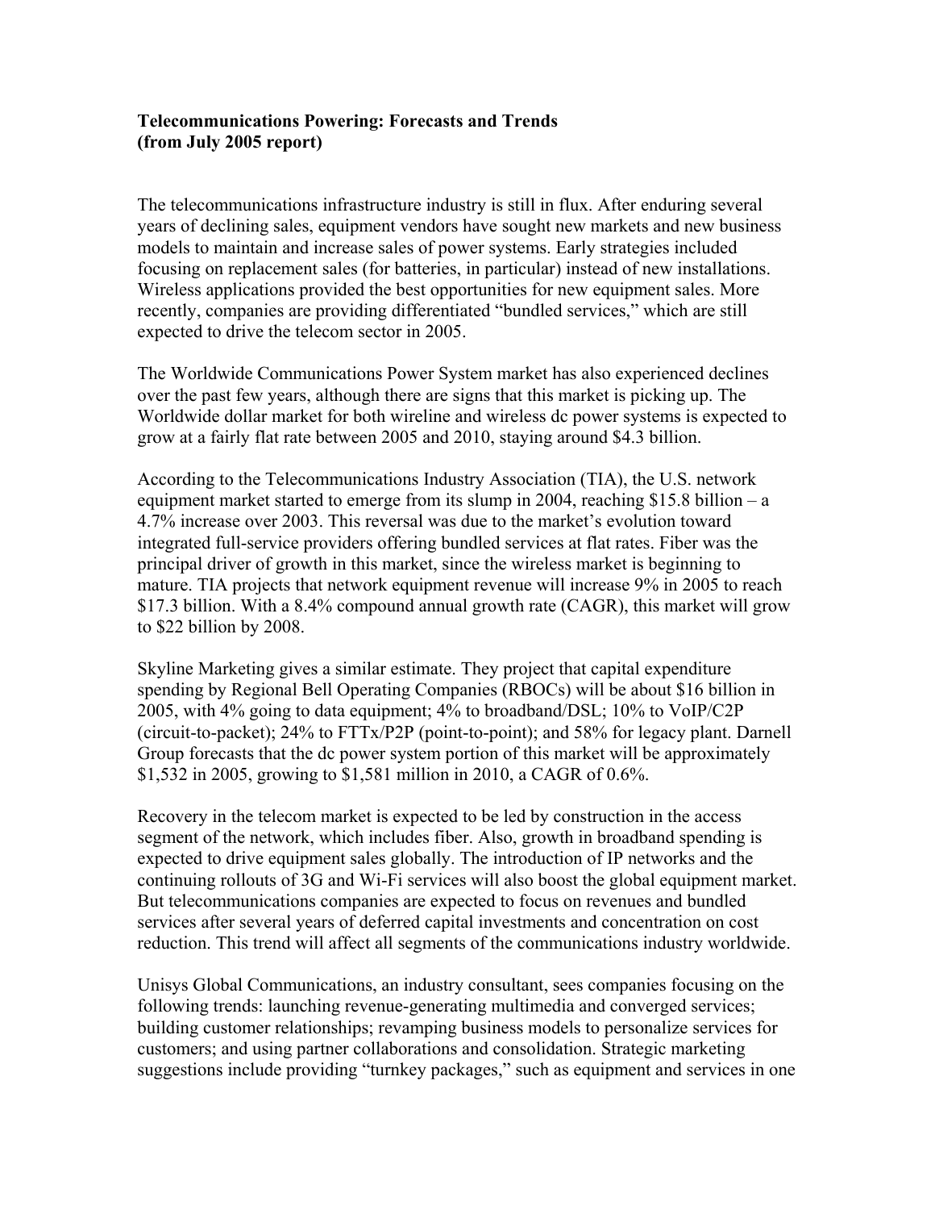**Telecommunications Powering: Forecasts and Trends**
**(from July 2005 report)**

The telecommunications infrastructure industry is still in flux. After enduring several years of declining sales, equipment vendors have sought new markets and new business models to maintain and increase sales of power systems. Early strategies included focusing on replacement sales (for batteries, in particular) instead of new installations. Wireless applications provided the best opportunities for new equipment sales. More recently, companies are providing differentiated "bundled services," which are still expected to drive the telecom sector in 2005.

The Worldwide Communications Power System market has also experienced declines over the past few years, although there are signs that this market is picking up. The Worldwide dollar market for both wireline and wireless dc power systems is expected to grow at a fairly flat rate between 2005 and 2010, staying around $4.3 billion.

According to the Telecommunications Industry Association (TIA), the U.S. network equipment market started to emerge from its slump in 2004, reaching $15.8 billion – a 4.7% increase over 2003. This reversal was due to the market's evolution toward integrated full-service providers offering bundled services at flat rates. Fiber was the principal driver of growth in this market, since the wireless market is beginning to mature. TIA projects that network equipment revenue will increase 9% in 2005 to reach $17.3 billion. With a 8.4% compound annual growth rate (CAGR), this market will grow to $22 billion by 2008.

Skyline Marketing gives a similar estimate. They project that capital expenditure spending by Regional Bell Operating Companies (RBOCs) will be about $16 billion in 2005, with 4% going to data equipment; 4% to broadband/DSL; 10% to VoIP/C2P (circuit-to-packet); 24% to FTTx/P2P (point-to-point); and 58% for legacy plant. Darnell Group forecasts that the dc power system portion of this market will be approximately $1,532 in 2005, growing to $1,581 million in 2010, a CAGR of 0.6%.

Recovery in the telecom market is expected to be led by construction in the access segment of the network, which includes fiber. Also, growth in broadband spending is expected to drive equipment sales globally. The introduction of IP networks and the continuing rollouts of 3G and Wi-Fi services will also boost the global equipment market. But telecommunications companies are expected to focus on revenues and bundled services after several years of deferred capital investments and concentration on cost reduction. This trend will affect all segments of the communications industry worldwide.

Unisys Global Communications, an industry consultant, sees companies focusing on the following trends: launching revenue-generating multimedia and converged services; building customer relationships; revamping business models to personalize services for customers; and using partner collaborations and consolidation. Strategic marketing suggestions include providing "turnkey packages," such as equipment and services in one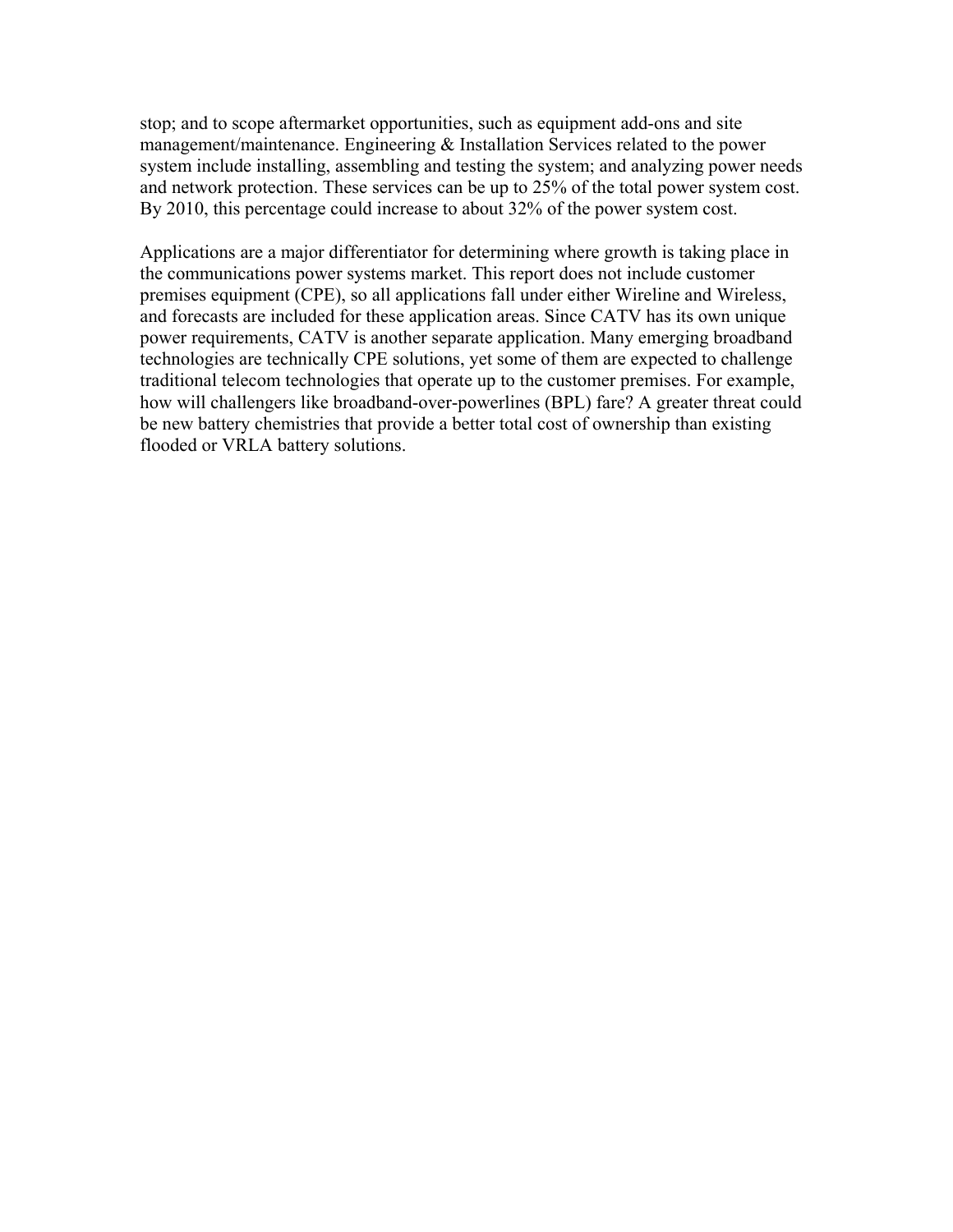stop; and to scope aftermarket opportunities, such as equipment add-ons and site management/maintenance. Engineering & Installation Services related to the power system include installing, assembling and testing the system; and analyzing power needs and network protection. These services can be up to 25% of the total power system cost. By 2010, this percentage could increase to about 32% of the power system cost.

Applications are a major differentiator for determining where growth is taking place in the communications power systems market. This report does not include customer premises equipment (CPE), so all applications fall under either Wireline and Wireless, and forecasts are included for these application areas. Since CATV has its own unique power requirements, CATV is another separate application. Many emerging broadband technologies are technically CPE solutions, yet some of them are expected to challenge traditional telecom technologies that operate up to the customer premises. For example, how will challengers like broadband-over-powerlines (BPL) fare? A greater threat could be new battery chemistries that provide a better total cost of ownership than existing flooded or VRLA battery solutions.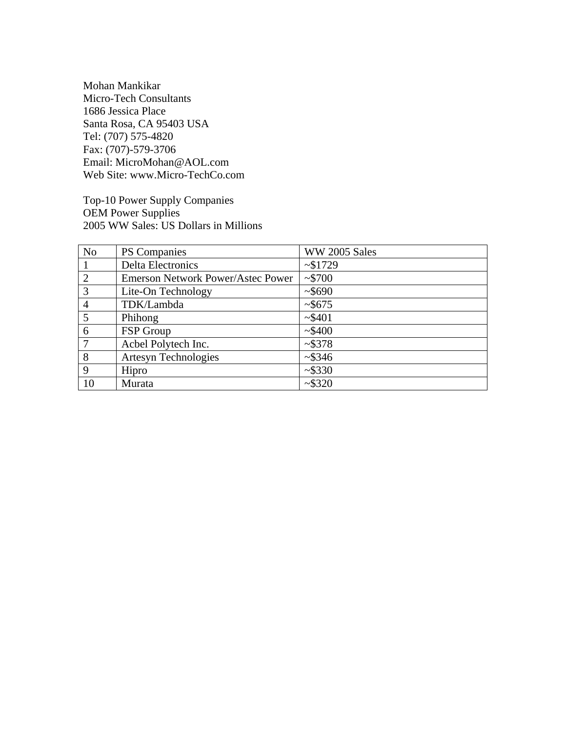Mohan Mankikar
Micro-Tech Consultants
1686 Jessica Place
Santa Rosa, CA 95403 USA
Tel: (707) 575-4820
Fax: (707)-579-3706
Email: MicroMohan@AOL.com
Web Site: www.Micro-TechCo.com

Top-10 Power Supply Companies
OEM Power Supplies
2005 WW Sales: US Dollars in Millions

| No | PS Companies | WW 2005 Sales |
|---|---|---|
| 1 | Delta Electronics | ~$1729 |
| 2 | Emerson Network Power/Astec Power | ~$700 |
| 3 | Lite-On Technology | ~$690 |
| 4 | TDK/Lambda | ~$675 |
| 5 | Phihong | ~$401 |
| 6 | FSP Group | ~$400 |
| 7 | Acbel Polytech Inc. | ~$378 |
| 8 | Artesyn Technologies | ~$346 |
| 9 | Hipro | ~$330 |
| 10 | Murata | ~$320 |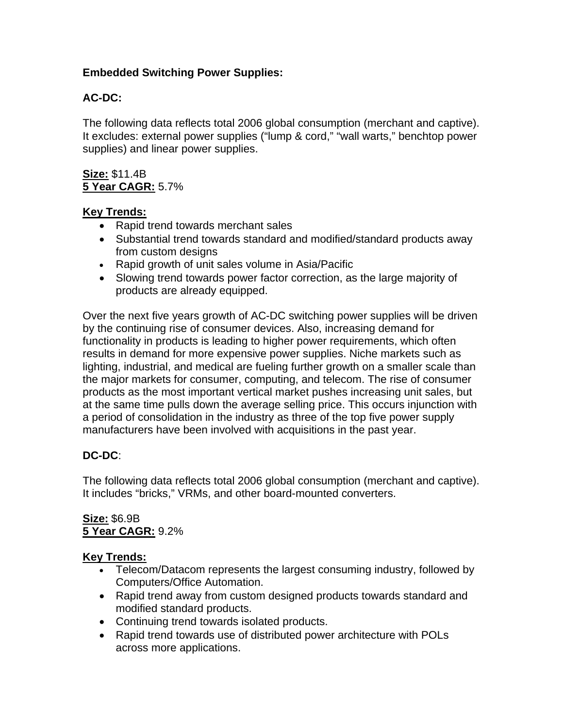**Embedded Switching Power Supplies:**

**AC-DC:**

The following data reflects total 2006 global consumption (merchant and captive). It excludes: external power supplies ("lump & cord," "wall warts," benchtop power supplies) and linear power supplies.

**Size:** $11.4B
**5 Year CAGR:** 5.7%

**Key Trends:**

- Rapid trend towards merchant sales
- Substantial trend towards standard and modified/standard products away from custom designs
- Rapid growth of unit sales volume in Asia/Pacific
- Slowing trend towards power factor correction, as the large majority of products are already equipped.

Over the next five years growth of AC-DC switching power supplies will be driven by the continuing rise of consumer devices. Also, increasing demand for functionality in products is leading to higher power requirements, which often results in demand for more expensive power supplies. Niche markets such as lighting, industrial, and medical are fueling further growth on a smaller scale than the major markets for consumer, computing, and telecom. The rise of consumer products as the most important vertical market pushes increasing unit sales, but at the same time pulls down the average selling price. This occurs injunction with a period of consolidation in the industry as three of the top five power supply manufacturers have been involved with acquisitions in the past year.

**DC-DC**:

The following data reflects total 2006 global consumption (merchant and captive). It includes "bricks," VRMs, and other board-mounted converters.

**Size:** $6.9B
**5 Year CAGR:** 9.2%

**Key Trends:**

- Telecom/Datacom represents the largest consuming industry, followed by Computers/Office Automation.
- Rapid trend away from custom designed products towards standard and modified standard products.
- Continuing trend towards isolated products.
- Rapid trend towards use of distributed power architecture with POLs across more applications.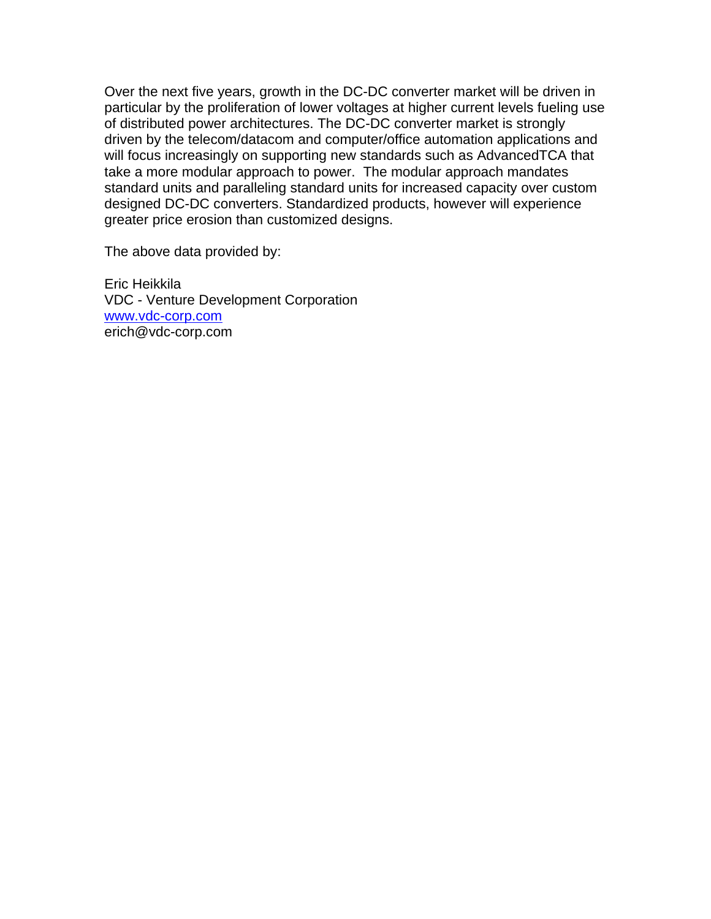Over the next five years, growth in the DC-DC converter market will be driven in particular by the proliferation of lower voltages at higher current levels fueling use of distributed power architectures. The DC-DC converter market is strongly driven by the telecom/datacom and computer/office automation applications and will focus increasingly on supporting new standards such as AdvancedTCA that take a more modular approach to power.  The modular approach mandates standard units and paralleling standard units for increased capacity over custom designed DC-DC converters. Standardized products, however will experience greater price erosion than customized designs.

The above data provided by:

Eric Heikkila
VDC - Venture Development Corporation
[www.vdc-corp.com](http://www.vdc-corp.com)
erich@vdc-corp.com